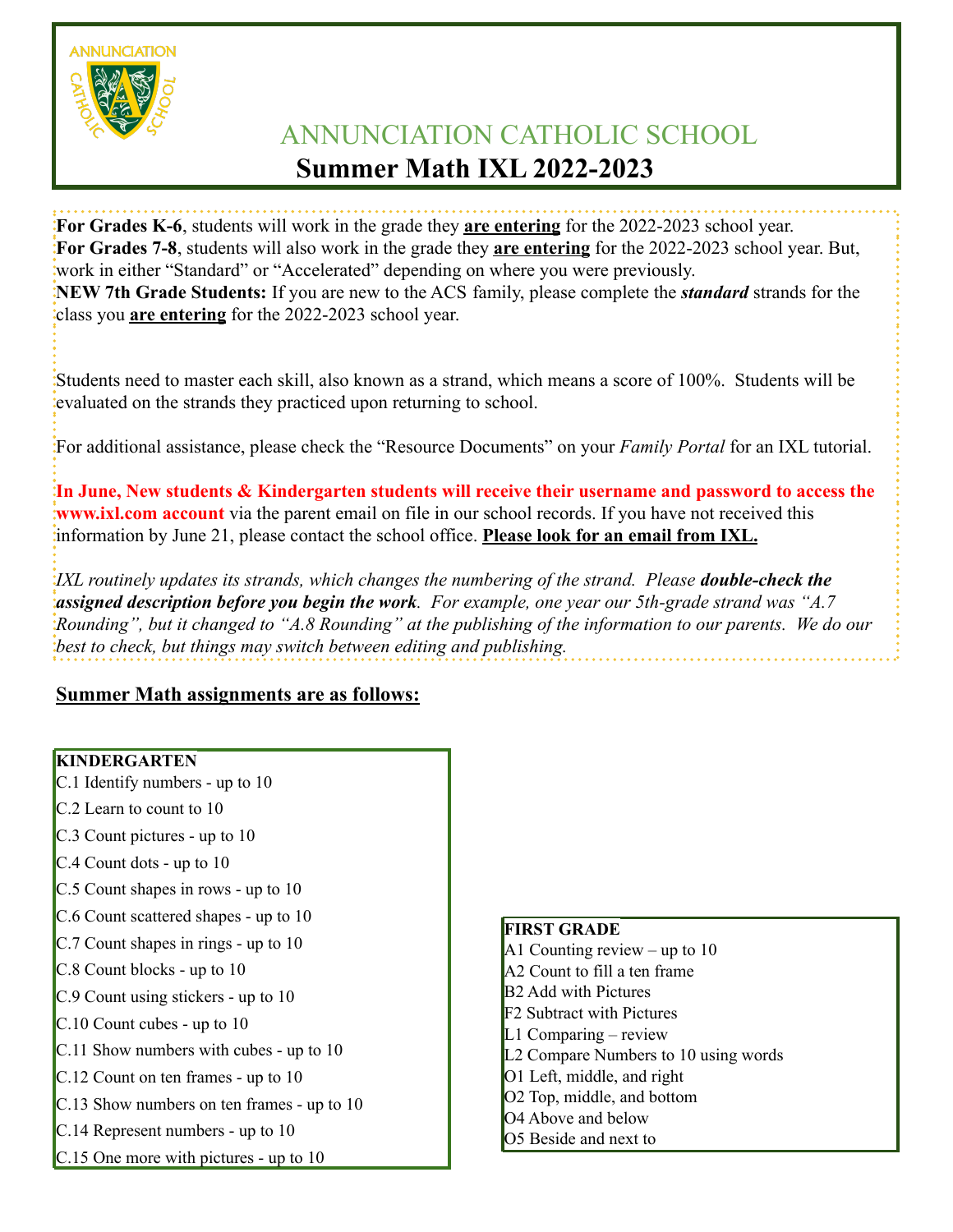# ANNUNCIATION CATHOLIC SCHOOL

## Summer Math IXL 2022-2023

**For Grades K-6**, students will work in the grade they **are entering** for the 2022-2023 school year.
**For Grades 7-8**, students will also work in the grade they **are entering** for the 2022-2023 school year. But, work in either "Standard" or "Accelerated" depending on where you were previously.
**NEW 7th Grade Students:** If you are new to the ACS family, please complete the ***standard*** strands for the class you **are entering** for the 2022-2023 school year.

Students need to master each skill, also known as a strand, which means a score of 100%. Students will be evaluated on the strands they practiced upon returning to school.

For additional assistance, please check the "Resource Documents" on your *Family Portal* for an IXL tutorial.

**In June, New students & Kindergarten students will receive their username and password to access the www.ixl.com account** via the parent email on file in our school records. If you have not received this information by June 21, please contact the school office. **Please look for an email from IXL.**

*IXL routinely updates its strands, which changes the numbering of the strand. Please **double-check the assigned description before you begin the work**. For example, one year our 5th-grade strand was "A.7 Rounding", but it changed to "A.8 Rounding" at the publishing of the information to our parents. We do our best to check, but things may switch between editing and publishing.*

**Summer Math assignments are as follows:**

**KINDERGARTEN**

C.1 Identify numbers - up to 10
C.2 Learn to count to 10
C.3 Count pictures - up to 10
C.4 Count dots - up to 10
C.5 Count shapes in rows - up to 10
C.6 Count scattered shapes - up to 10
C.7 Count shapes in rings - up to 10
C.8 Count blocks - up to 10
C.9 Count using stickers - up to 10
C.10 Count cubes - up to 10
C.11 Show numbers with cubes - up to 10
C.12 Count on ten frames - up to 10
C.13 Show numbers on ten frames - up to 10
C.14 Represent numbers - up to 10
C.15 One more with pictures - up to 10

**FIRST GRADE**

A1 Counting review – up to 10
A2 Count to fill a ten frame
B2 Add with Pictures
F2 Subtract with Pictures
L1 Comparing – review
L2 Compare Numbers to 10 using words
O1 Left, middle, and right
O2 Top, middle, and bottom
O4 Above and below
O5 Beside and next to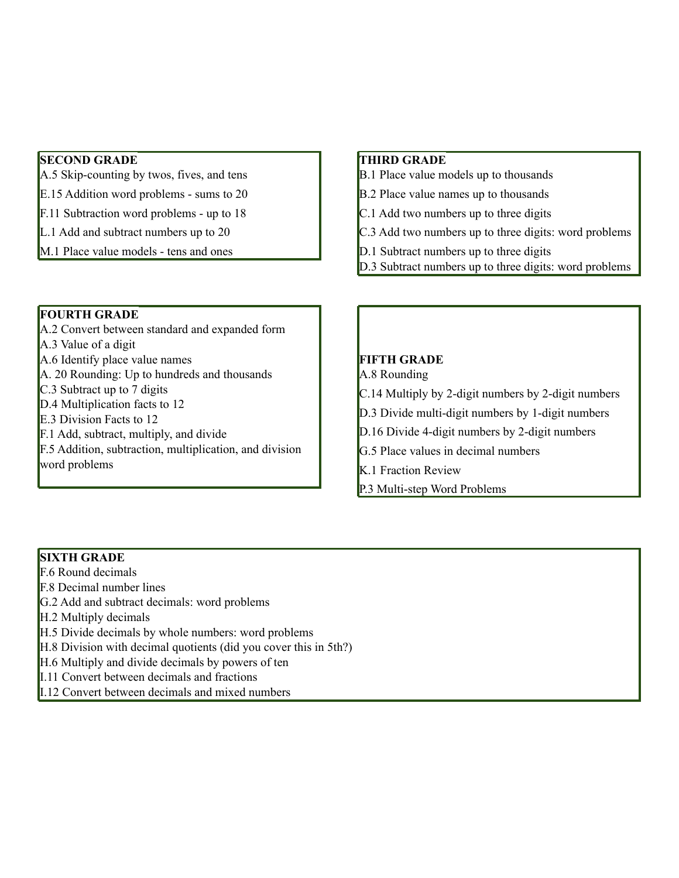**SECOND GRADE**

A.5 Skip-counting by twos, fives, and tens

E.15 Addition word problems - sums to 20

F.11 Subtraction word problems - up to 18

L.1 Add and subtract numbers up to 20

M.1 Place value models - tens and ones

**THIRD GRADE**

B.1 Place value models up to thousands

B.2 Place value names up to thousands

C.1 Add two numbers up to three digits

C.3 Add two numbers up to three digits: word problems

D.1 Subtract numbers up to three digits

D.3 Subtract numbers up to three digits: word problems

**FOURTH GRADE**

A.2 Convert between standard and expanded form

A.3 Value of a digit

A.6 Identify place value names

A. 20 Rounding: Up to hundreds and thousands

C.3 Subtract up to 7 digits

D.4 Multiplication facts to 12

E.3 Division Facts to 12

F.1 Add, subtract, multiply, and divide

F.5 Addition, subtraction, multiplication, and division word problems

**FIFTH GRADE**

A.8 Rounding

C.14 Multiply by 2-digit numbers by 2-digit numbers

D.3 Divide multi-digit numbers by 1-digit numbers

D.16 Divide 4-digit numbers by 2-digit numbers

G.5 Place values in decimal numbers

K.1 Fraction Review

P.3 Multi-step Word Problems

**SIXTH GRADE**

F.6 Round decimals

F.8 Decimal number lines

G.2 Add and subtract decimals: word problems

H.2 Multiply decimals

H.5 Divide decimals by whole numbers: word problems

H.8 Division with decimal quotients (did you cover this in 5th?)

H.6 Multiply and divide decimals by powers of ten

I.11 Convert between decimals and fractions

I.12 Convert between decimals and mixed numbers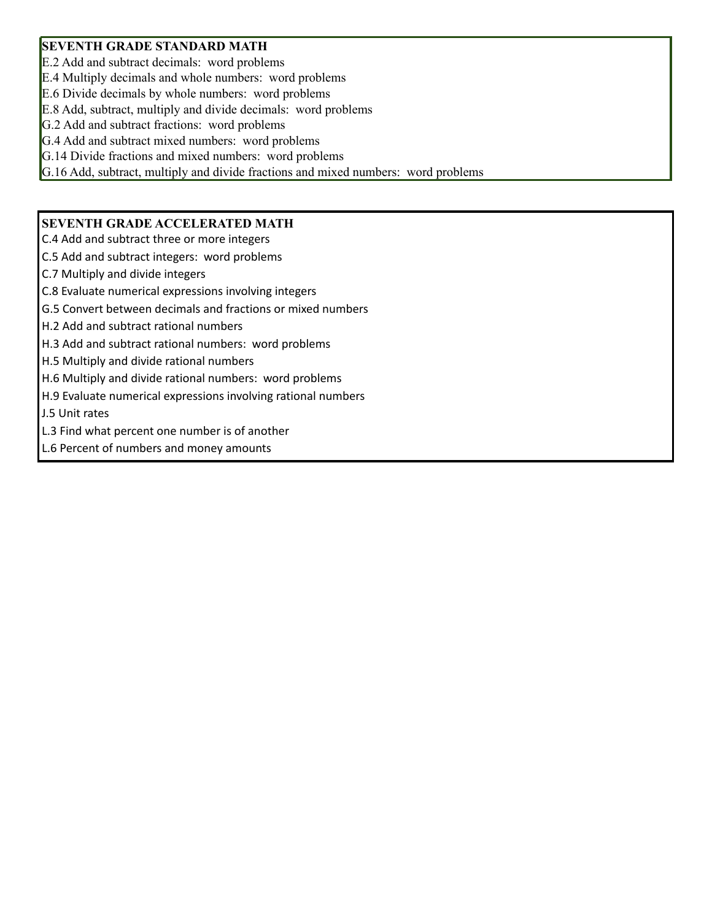**SEVENTH GRADE STANDARD MATH**

E.2 Add and subtract decimals:  word problems
E.4 Multiply decimals and whole numbers:  word problems
E.6 Divide decimals by whole numbers:  word problems
E.8 Add, subtract, multiply and divide decimals:  word problems
G.2 Add and subtract fractions:  word problems
G.4 Add and subtract mixed numbers:  word problems
G.14 Divide fractions and mixed numbers:  word problems
G.16 Add, subtract, multiply and divide fractions and mixed numbers:  word problems

**SEVENTH GRADE ACCELERATED MATH**

C.4 Add and subtract three or more integers
C.5 Add and subtract integers:  word problems
C.7 Multiply and divide integers
C.8 Evaluate numerical expressions involving integers
G.5 Convert between decimals and fractions or mixed numbers
H.2 Add and subtract rational numbers
H.3 Add and subtract rational numbers:  word problems
H.5 Multiply and divide rational numbers
H.6 Multiply and divide rational numbers:  word problems
H.9 Evaluate numerical expressions involving rational numbers
J.5 Unit rates
L.3 Find what percent one number is of another
L.6 Percent of numbers and money amounts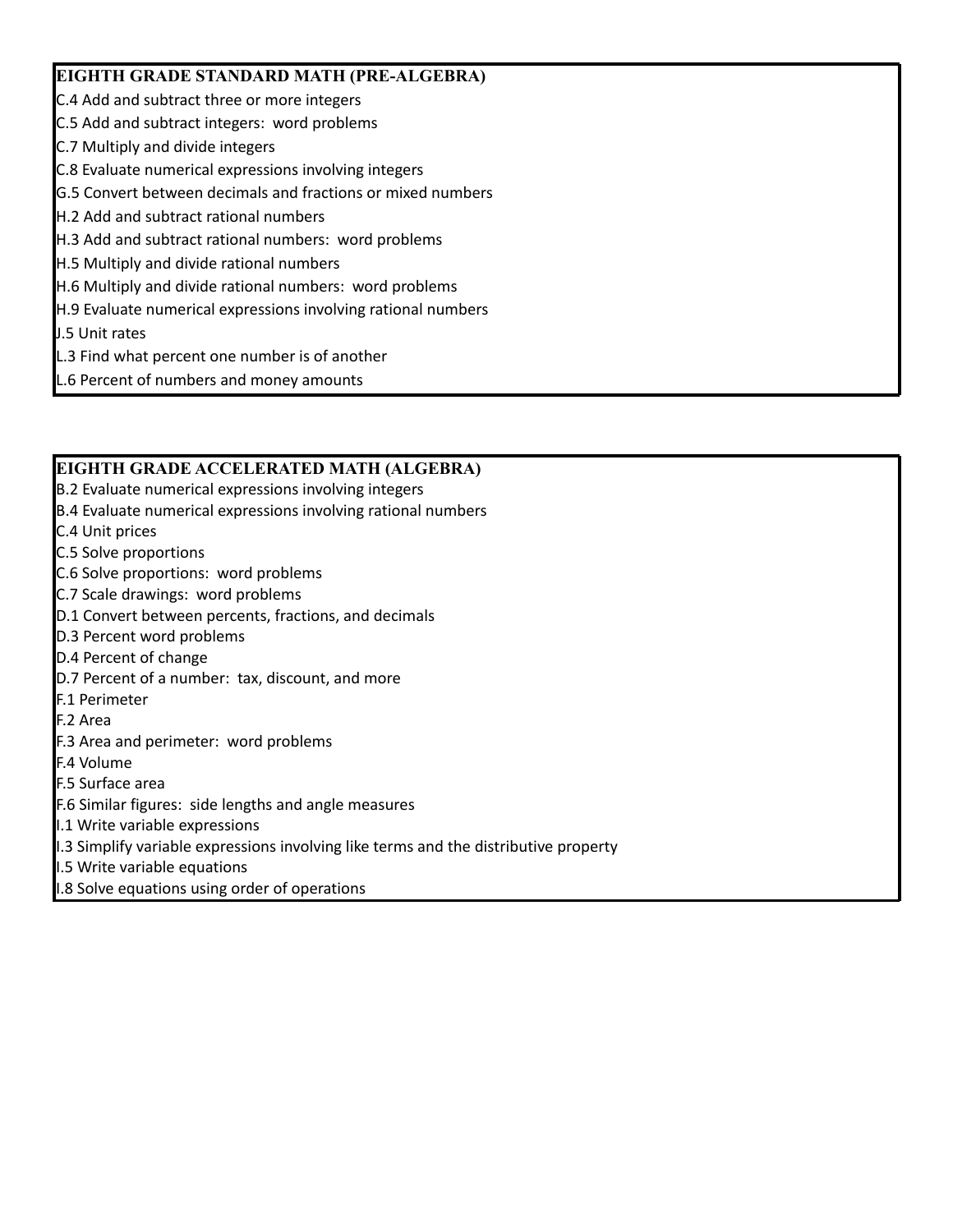**EIGHTH GRADE STANDARD MATH (PRE-ALGEBRA)**

C.4 Add and subtract three or more integers
C.5 Add and subtract integers: word problems
C.7 Multiply and divide integers
C.8 Evaluate numerical expressions involving integers
G.5 Convert between decimals and fractions or mixed numbers
H.2 Add and subtract rational numbers
H.3 Add and subtract rational numbers: word problems
H.5 Multiply and divide rational numbers
H.6 Multiply and divide rational numbers: word problems
H.9 Evaluate numerical expressions involving rational numbers
J.5 Unit rates
L.3 Find what percent one number is of another
L.6 Percent of numbers and money amounts

**EIGHTH GRADE ACCELERATED MATH (ALGEBRA)**

B.2 Evaluate numerical expressions involving integers
B.4 Evaluate numerical expressions involving rational numbers
C.4 Unit prices
C.5 Solve proportions
C.6 Solve proportions: word problems
C.7 Scale drawings: word problems
D.1 Convert between percents, fractions, and decimals
D.3 Percent word problems
D.4 Percent of change
D.7 Percent of a number: tax, discount, and more
F.1 Perimeter
F.2 Area
F.3 Area and perimeter: word problems
F.4 Volume
F.5 Surface area
F.6 Similar figures: side lengths and angle measures
I.1 Write variable expressions
I.3 Simplify variable expressions involving like terms and the distributive property
I.5 Write variable equations
I.8 Solve equations using order of operations